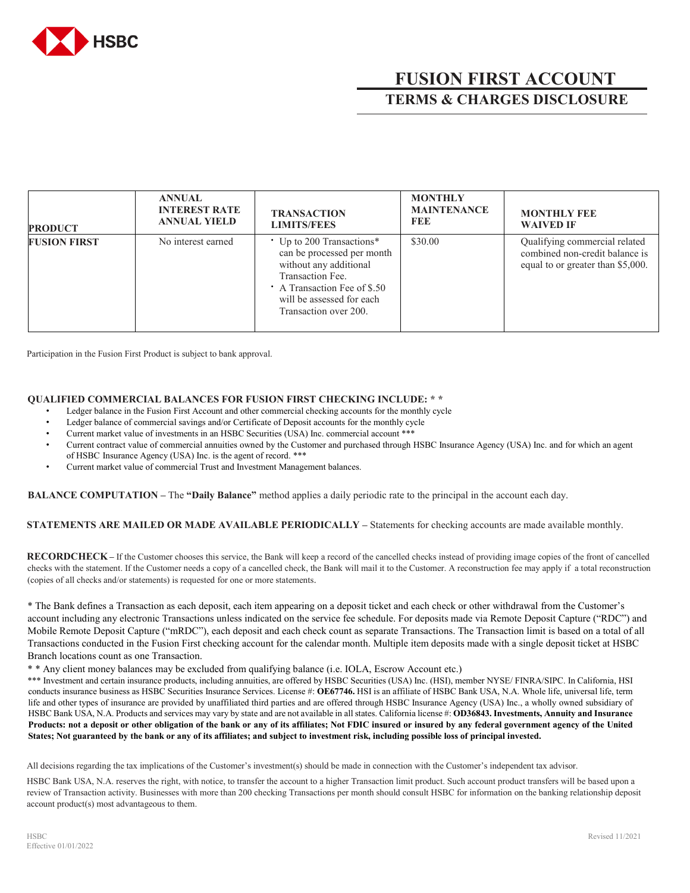# FUSION FIRST ACCOUNT

## TERMS & CHARGES DISCLOSURE

| PRODUCT | ANNUAL INTEREST RATE ANNUAL YIELD | TRANSACTION LIMITS/FEES | MONTHLY MAINTENANCE FEE | MONTHLY FEE WAIVED IF |
|---|---|---|---|---|
| **FUSION FIRST** | No interest earned | • Up to 200 Transactions* can be processed per month without any additional Transaction Fee.<br>• A Transaction Fee of $.50 will be assessed for each Transaction over 200. | $30.00 | Qualifying commercial related combined non-credit balance is equal to or greater than $5,000. |

Participation in the Fusion First Product is subject to bank approval.

**QUALIFIED COMMERCIAL BALANCES FOR FUSION FIRST CHECKING INCLUDE: * ***

- Ledger balance in the Fusion First Account and other commercial checking accounts for the monthly cycle
- Ledger balance of commercial savings and/or Certificate of Deposit accounts for the monthly cycle
- Current market value of investments in an HSBC Securities (USA) Inc. commercial account ***
- Current contract value of commercial annuities owned by the Customer and purchased through HSBC Insurance Agency (USA) Inc. and for which an agent of HSBC Insurance Agency (USA) Inc. is the agent of record. ***
- Current market value of commercial Trust and Investment Management balances.

**BALANCE COMPUTATION –** The **"Daily Balance"** method applies a daily periodic rate to the principal in the account each day.

**STATEMENTS ARE MAILED OR MADE AVAILABLE PERIODICALLY –** Statements for checking accounts are made available monthly.

**RECORDCHECK –** If the Customer chooses this service, the Bank will keep a record of the cancelled checks instead of providing image copies of the front of cancelled checks with the statement. If the Customer needs a copy of a cancelled check, the Bank will mail it to the Customer. A reconstruction fee may apply if a total reconstruction (copies of all checks and/or statements) is requested for one or more statements.

* The Bank defines a Transaction as each deposit, each item appearing on a deposit ticket and each check or other withdrawal from the Customer's account including any electronic Transactions unless indicated on the service fee schedule. For deposits made via Remote Deposit Capture ("RDC") and Mobile Remote Deposit Capture ("mRDC"), each deposit and each check count as separate Transactions. The Transaction limit is based on a total of all Transactions conducted in the Fusion First checking account for the calendar month. Multiple item deposits made with a single deposit ticket at HSBC Branch locations count as one Transaction.

* * Any client money balances may be excluded from qualifying balance (i.e. IOLA, Escrow Account etc.)

*** Investment and certain insurance products, including annuities, are offered by HSBC Securities (USA) Inc. (HSI), member NYSE/ FINRA/SIPC. In California, HSI conducts insurance business as HSBC Securities Insurance Services. License #: **OE67746.** HSI is an affiliate of HSBC Bank USA, N.A. Whole life, universal life, term life and other types of insurance are provided by unaffiliated third parties and are offered through HSBC Insurance Agency (USA) Inc., a wholly owned subsidiary of HSBC Bank USA, N.A. Products and services may vary by state and are not available in all states. California license #: **OD36843. Investments, Annuity and Insurance Products: not a deposit or other obligation of the bank or any of its affiliates; Not FDIC insured or insured by any federal government agency of the United States; Not guaranteed by the bank or any of its affiliates; and subject to investment risk, including possible loss of principal invested.**

All decisions regarding the tax implications of the Customer's investment(s) should be made in connection with the Customer's independent tax advisor.

HSBC Bank USA, N.A. reserves the right, with notice, to transfer the account to a higher Transaction limit product. Such account product transfers will be based upon a review of Transaction activity. Businesses with more than 200 checking Transactions per month should consult HSBC for information on the banking relationship deposit account product(s) most advantageous to them.

HSBC
Effective 01/01/2022

Revised 11/2021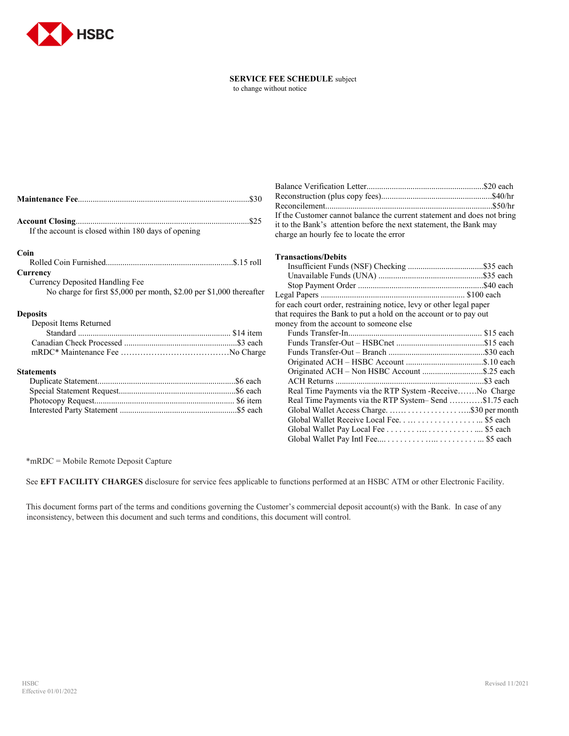HSBC

**SERVICE FEE SCHEDULE** subject to change without notice

**Maintenance Fee**.....................................................................................$30

**Account Closing**.....................................................................................$25
If the account is closed within 180 days of opening

**Coin**
Rolled Coin Furnished.............................................................$.15 roll

**Currency**
Currency Deposited Handling Fee
No charge for first $5,000 per month, $2.00 per $1,000 thereafter

**Deposits**
Deposit Items Returned
Standard ......................................................................... $14 item
Canadian Check Processed ......................................................$3 each
mRDC* Maintenance Fee …………………………………No Charge

**Statements**
Duplicate Statement..................................................................$6 each
Special Statement Request.........................................................$6 each
Photocopy Request................................................................... $6 item
Interested Party Statement .........................................................$5 each

Balance Verification Letter........................................................$20 each
Reconstruction (plus copy fees).....................................................$40/hr
Reconcilement.................................................................................$50/hr
If the Customer cannot balance the current statement and does not bring it to the Bank's attention before the next statement, the Bank may charge an hourly fee to locate the error

**Transactions/Debits**
Insufficient Funds (NSF) Checking ....................................$35 each
Unavailable Funds (UNA) ..................................................$35 each
Stop Payment Order ............................................................$40 each
Legal Papers .................................................................... $100 each
for each court order, restraining notice, levy or other legal paper that requires the Bank to put a hold on the account or to pay out money from the account to someone else
Funds Transfer-In................................................................ $15 each
Funds Transfer-Out – HSBCnet ..........................................$15 each
Funds Transfer-Out – Branch ..............................................$30 each
Originated ACH – HSBC Account .....................................$.10 each
Originated ACH – Non HSBC Account .............................$.25 each
ACH Returns .......................................................................$3 each
Real Time Payments via the RTP System -Receive…….No Charge
Real Time Payments via the RTP System– Send …………$1.75 each
Global Wallet Access Charge. …… . . . . . . . . . . . . . . . …..$30 per month
Global Wallet Receive Local Fee. . . … . . . . . . . . . . . . . . . .. $5 each
Global Wallet Pay Local Fee . . . . . . . . …. . . . . . . . . . . . .... $5 each
Global Wallet Pay Intl Fee.... . . . . . . . . . . .... . . . . . . . . . .. $5 each

*mRDC = Mobile Remote Deposit Capture

See **EFT FACILITY CHARGES** disclosure for service fees applicable to functions performed at an HSBC ATM or other Electronic Facility.

This document forms part of the terms and conditions governing the Customer's commercial deposit account(s) with the Bank. In case of any inconsistency, between this document and such terms and conditions, this document will control.

HSBC
Effective 01/01/2022

Revised 11/2021